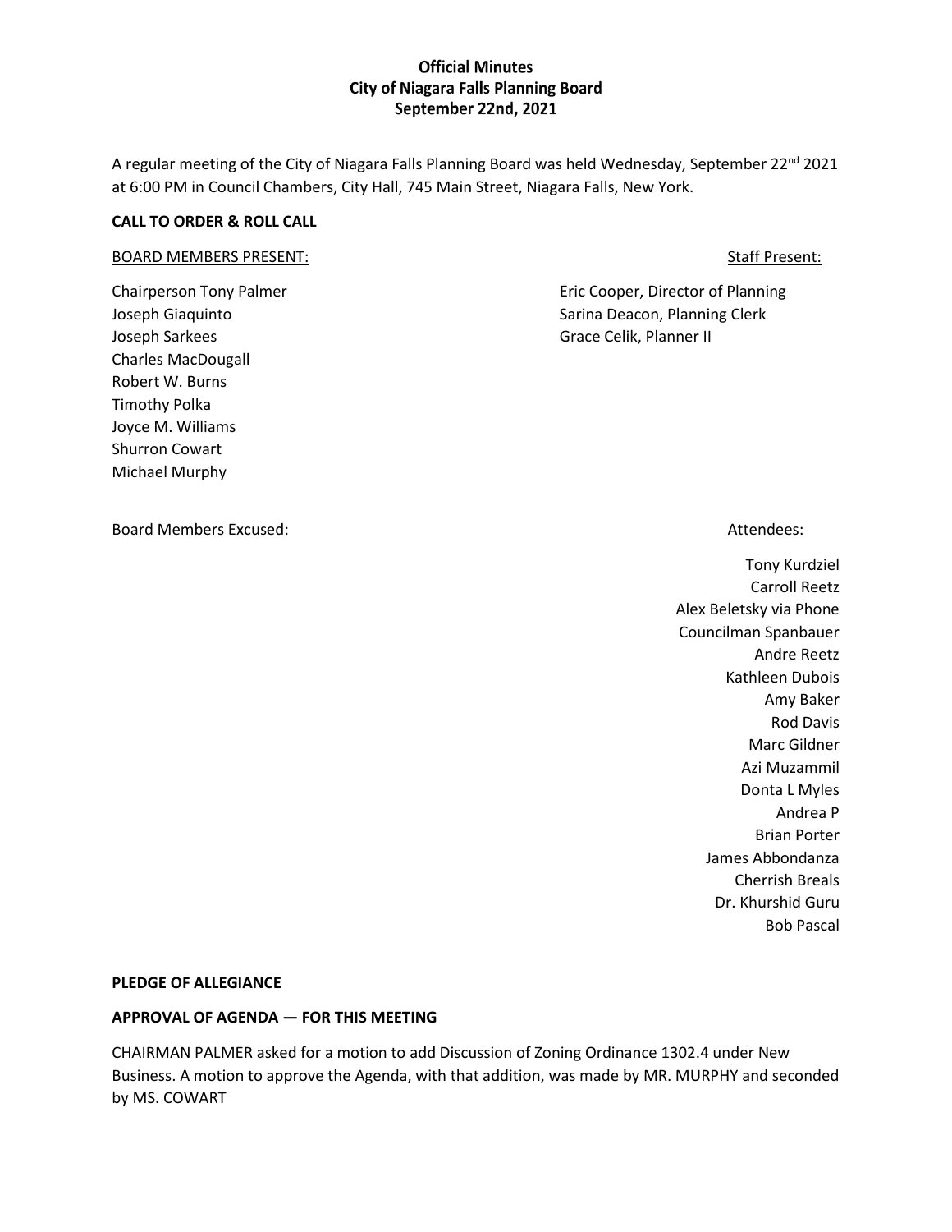# Official Minutes
# City of Niagara Falls Planning Board
# September 22nd, 2021

A regular meeting of the City of Niagara Falls Planning Board was held Wednesday, September 22nd 2021 at 6:00 PM in Council Chambers, City Hall, 745 Main Street, Niagara Falls, New York.

**CALL TO ORDER & ROLL CALL**

BOARD MEMBERS PRESENT:

Chairperson Tony Palmer
Joseph Giaquinto
Joseph Sarkees
Charles MacDougall
Robert W. Burns
Timothy Polka
Joyce M. Williams
Shurron Cowart
Michael Murphy

Staff Present:

Eric Cooper, Director of Planning
Sarina Deacon, Planning Clerk
Grace Celik, Planner II

Board Members Excused:

Attendees:

Tony Kurdziel
Carroll Reetz
Alex Beletsky via Phone
Councilman Spanbauer
Andre Reetz
Kathleen Dubois
Amy Baker
Rod Davis
Marc Gildner
Azi Muzammil
Donta L Myles
Andrea P
Brian Porter
James Abbondanza
Cherrish Breals
Dr. Khurshid Guru
Bob Pascal

**PLEDGE OF ALLEGIANCE**

**APPROVAL OF AGENDA — FOR THIS MEETING**

CHAIRMAN PALMER asked for a motion to add Discussion of Zoning Ordinance 1302.4 under New Business. A motion to approve the Agenda, with that addition, was made by MR. MURPHY and seconded by MS. COWART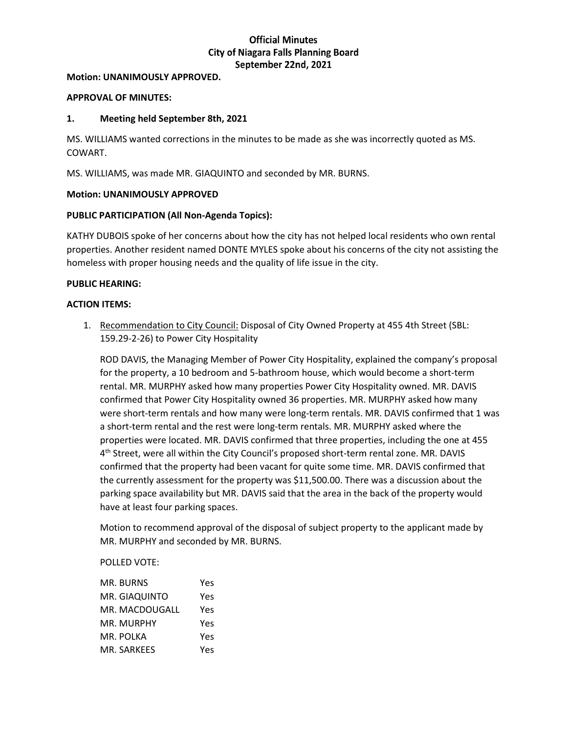**Official Minutes**
**City of Niagara Falls Planning Board**
**September 22nd, 2021**

**Motion: UNANIMOUSLY APPROVED.**

**APPROVAL OF MINUTES:**

**1. Meeting held September 8th, 2021**

MS. WILLIAMS wanted corrections in the minutes to be made as she was incorrectly quoted as MS. COWART.

MS. WILLIAMS, was made MR. GIAQUINTO and seconded by MR. BURNS.

**Motion: UNANIMOUSLY APPROVED**

**PUBLIC PARTICIPATION (All Non-Agenda Topics):**

KATHY DUBOIS spoke of her concerns about how the city has not helped local residents who own rental properties. Another resident named DONTE MYLES spoke about his concerns of the city not assisting the homeless with proper housing needs and the quality of life issue in the city.

**PUBLIC HEARING:**

**ACTION ITEMS:**

1. Recommendation to City Council: Disposal of City Owned Property at 455 4th Street (SBL: 159.29-2-26) to Power City Hospitality

   ROD DAVIS, the Managing Member of Power City Hospitality, explained the company's proposal for the property, a 10 bedroom and 5-bathroom house, which would become a short-term rental. MR. MURPHY asked how many properties Power City Hospitality owned. MR. DAVIS confirmed that Power City Hospitality owned 36 properties. MR. MURPHY asked how many were short-term rentals and how many were long-term rentals. MR. DAVIS confirmed that 1 was a short-term rental and the rest were long-term rentals. MR. MURPHY asked where the properties were located. MR. DAVIS confirmed that three properties, including the one at 455 4th Street, were all within the City Council's proposed short-term rental zone. MR. DAVIS confirmed that the property had been vacant for quite some time. MR. DAVIS confirmed that the currently assessment for the property was $11,500.00. There was a discussion about the parking space availability but MR. DAVIS said that the area in the back of the property would have at least four parking spaces.

   Motion to recommend approval of the disposal of subject property to the applicant made by MR. MURPHY and seconded by MR. BURNS.

   POLLED VOTE:

   | | |
   |---|---|
   | MR. BURNS | Yes |
   | MR. GIAQUINTO | Yes |
   | MR. MACDOUGALL | Yes |
   | MR. MURPHY | Yes |
   | MR. POLKA | Yes |
   | MR. SARKEES | Yes |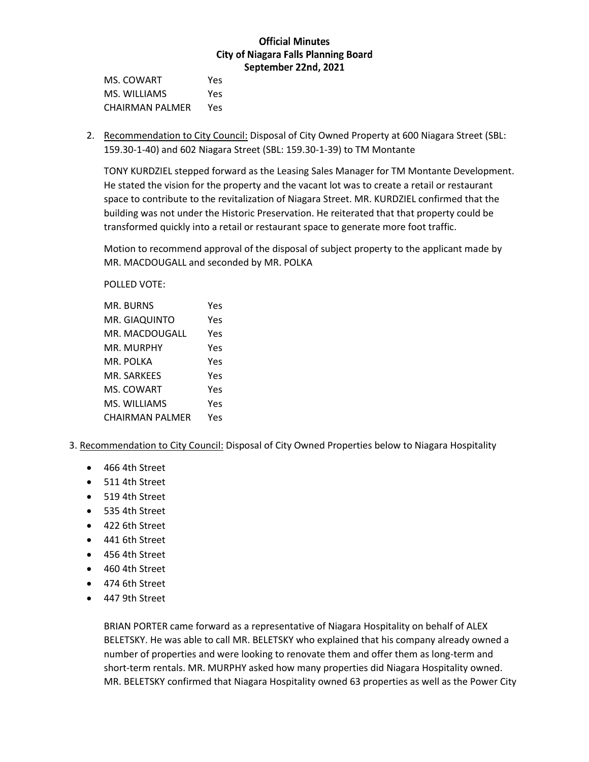| | |
|---|---|
| MS. COWART | Yes |
| MS. WILLIAMS | Yes |
| CHAIRMAN PALMER | Yes |

2. Recommendation to City Council: Disposal of City Owned Property at 600 Niagara Street (SBL: 159.30-1-40) and 602 Niagara Street (SBL: 159.30-1-39) to TM Montante

   TONY KURDZIEL stepped forward as the Leasing Sales Manager for TM Montante Development. He stated the vision for the property and the vacant lot was to create a retail or restaurant space to contribute to the revitalization of Niagara Street. MR. KURDZIEL confirmed that the building was not under the Historic Preservation. He reiterated that that property could be transformed quickly into a retail or restaurant space to generate more foot traffic.

   Motion to recommend approval of the disposal of subject property to the applicant made by MR. MACDOUGALL and seconded by MR. POLKA

   POLLED VOTE:

| | |
|---|---|
| MR. BURNS | Yes |
| MR. GIAQUINTO | Yes |
| MR. MACDOUGALL | Yes |
| MR. MURPHY | Yes |
| MR. POLKA | Yes |
| MR. SARKEES | Yes |
| MS. COWART | Yes |
| MS. WILLIAMS | Yes |
| CHAIRMAN PALMER | Yes |

3. Recommendation to City Council: Disposal of City Owned Properties below to Niagara Hospitality

- 466 4th Street
- 511 4th Street
- 519 4th Street
- 535 4th Street
- 422 6th Street
- 441 6th Street
- 456 4th Street
- 460 4th Street
- 474 6th Street
- 447 9th Street

BRIAN PORTER came forward as a representative of Niagara Hospitality on behalf of ALEX BELETSKY. He was able to call MR. BELETSKY who explained that his company already owned a number of properties and were looking to renovate them and offer them as long-term and short-term rentals. MR. MURPHY asked how many properties did Niagara Hospitality owned. MR. BELETSKY confirmed that Niagara Hospitality owned 63 properties as well as the Power City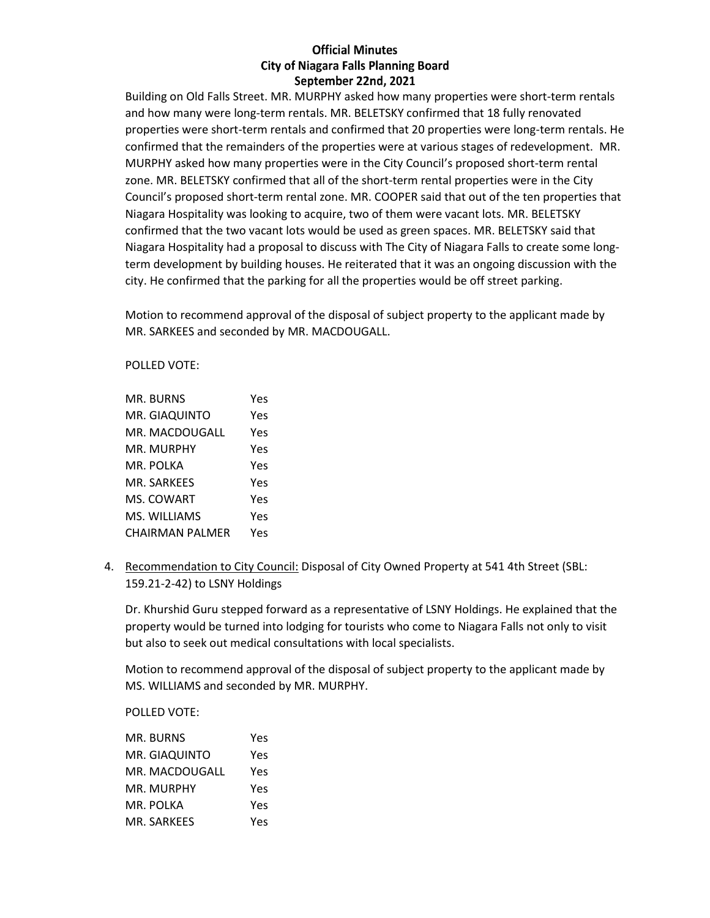Building on Old Falls Street. MR. MURPHY asked how many properties were short-term rentals and how many were long-term rentals. MR. BELETSKY confirmed that 18 fully renovated properties were short-term rentals and confirmed that 20 properties were long-term rentals. He confirmed that the remainders of the properties were at various stages of redevelopment. MR. MURPHY asked how many properties were in the City Council's proposed short-term rental zone. MR. BELETSKY confirmed that all of the short-term rental properties were in the City Council's proposed short-term rental zone. MR. COOPER said that out of the ten properties that Niagara Hospitality was looking to acquire, two of them were vacant lots. MR. BELETSKY confirmed that the two vacant lots would be used as green spaces. MR. BELETSKY said that Niagara Hospitality had a proposal to discuss with The City of Niagara Falls to create some long-term development by building houses. He reiterated that it was an ongoing discussion with the city. He confirmed that the parking for all the properties would be off street parking.

Motion to recommend approval of the disposal of subject property to the applicant made by MR. SARKEES and seconded by MR. MACDOUGALL.

POLLED VOTE:

| | |
|---|---|
| MR. BURNS | Yes |
| MR. GIAQUINTO | Yes |
| MR. MACDOUGALL | Yes |
| MR. MURPHY | Yes |
| MR. POLKA | Yes |
| MR. SARKEES | Yes |
| MS. COWART | Yes |
| MS. WILLIAMS | Yes |
| CHAIRMAN PALMER | Yes |

4. Recommendation to City Council: Disposal of City Owned Property at 541 4th Street (SBL: 159.21-2-42) to LSNY Holdings

Dr. Khurshid Guru stepped forward as a representative of LSNY Holdings. He explained that the property would be turned into lodging for tourists who come to Niagara Falls not only to visit but also to seek out medical consultations with local specialists.

Motion to recommend approval of the disposal of subject property to the applicant made by MS. WILLIAMS and seconded by MR. MURPHY.

POLLED VOTE:

| | |
|---|---|
| MR. BURNS | Yes |
| MR. GIAQUINTO | Yes |
| MR. MACDOUGALL | Yes |
| MR. MURPHY | Yes |
| MR. POLKA | Yes |
| MR. SARKEES | Yes |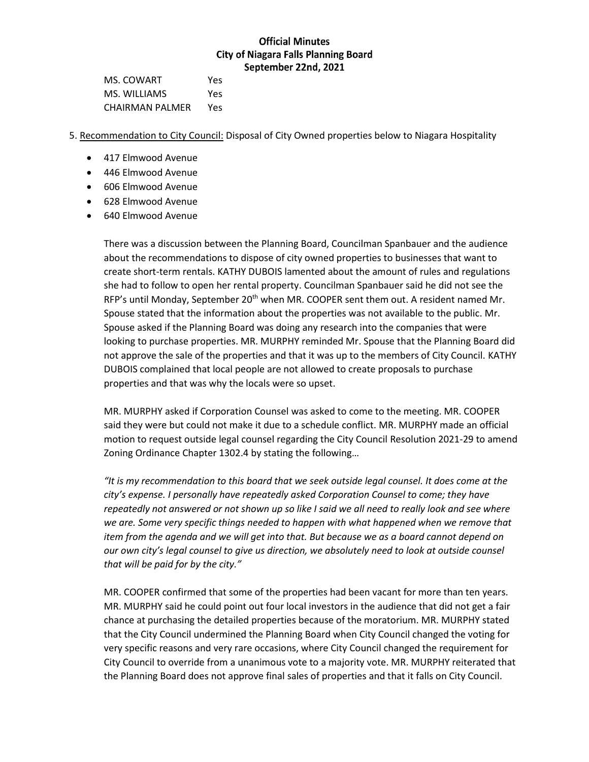MS. COWART Yes
MS. WILLIAMS Yes
CHAIRMAN PALMER Yes

5. Recommendation to City Council: Disposal of City Owned properties below to Niagara Hospitality

- 417 Elmwood Avenue
- 446 Elmwood Avenue
- 606 Elmwood Avenue
- 628 Elmwood Avenue
- 640 Elmwood Avenue

There was a discussion between the Planning Board, Councilman Spanbauer and the audience about the recommendations to dispose of city owned properties to businesses that want to create short-term rentals. KATHY DUBOIS lamented about the amount of rules and regulations she had to follow to open her rental property. Councilman Spanbauer said he did not see the RFP's until Monday, September 20th when MR. COOPER sent them out. A resident named Mr. Spouse stated that the information about the properties was not available to the public. Mr. Spouse asked if the Planning Board was doing any research into the companies that were looking to purchase properties. MR. MURPHY reminded Mr. Spouse that the Planning Board did not approve the sale of the properties and that it was up to the members of City Council. KATHY DUBOIS complained that local people are not allowed to create proposals to purchase properties and that was why the locals were so upset.

MR. MURPHY asked if Corporation Counsel was asked to come to the meeting. MR. COOPER said they were but could not make it due to a schedule conflict. MR. MURPHY made an official motion to request outside legal counsel regarding the City Council Resolution 2021-29 to amend Zoning Ordinance Chapter 1302.4 by stating the following…

*"It is my recommendation to this board that we seek outside legal counsel. It does come at the city's expense. I personally have repeatedly asked Corporation Counsel to come; they have repeatedly not answered or not shown up so like I said we all need to really look and see where we are. Some very specific things needed to happen with what happened when we remove that item from the agenda and we will get into that. But because we as a board cannot depend on our own city's legal counsel to give us direction, we absolutely need to look at outside counsel that will be paid for by the city."*

MR. COOPER confirmed that some of the properties had been vacant for more than ten years. MR. MURPHY said he could point out four local investors in the audience that did not get a fair chance at purchasing the detailed properties because of the moratorium. MR. MURPHY stated that the City Council undermined the Planning Board when City Council changed the voting for very specific reasons and very rare occasions, where City Council changed the requirement for City Council to override from a unanimous vote to a majority vote. MR. MURPHY reiterated that the Planning Board does not approve final sales of properties and that it falls on City Council.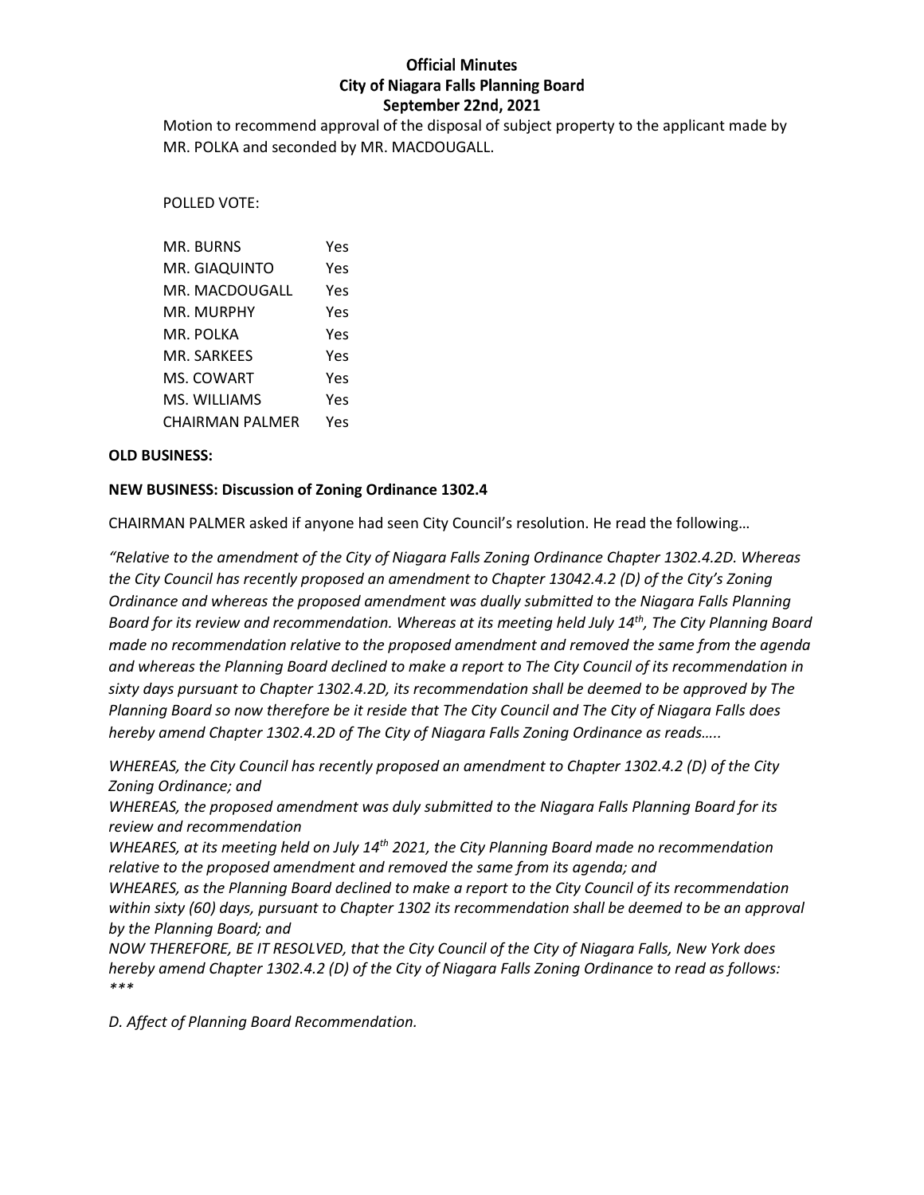Motion to recommend approval of the disposal of subject property to the applicant made by MR. POLKA and seconded by MR. MACDOUGALL.

POLLED VOTE:

| | |
|---|---|
| MR. BURNS | Yes |
| MR. GIAQUINTO | Yes |
| MR. MACDOUGALL | Yes |
| MR. MURPHY | Yes |
| MR. POLKA | Yes |
| MR. SARKEES | Yes |
| MS. COWART | Yes |
| MS. WILLIAMS | Yes |
| CHAIRMAN PALMER | Yes |

**OLD BUSINESS:**

**NEW BUSINESS: Discussion of Zoning Ordinance 1302.4**

CHAIRMAN PALMER asked if anyone had seen City Council's resolution. He read the following…

*"Relative to the amendment of the City of Niagara Falls Zoning Ordinance Chapter 1302.4.2D. Whereas the City Council has recently proposed an amendment to Chapter 13042.4.2 (D) of the City's Zoning Ordinance and whereas the proposed amendment was dually submitted to the Niagara Falls Planning Board for its review and recommendation. Whereas at its meeting held July 14th, The City Planning Board made no recommendation relative to the proposed amendment and removed the same from the agenda and whereas the Planning Board declined to make a report to The City Council of its recommendation in sixty days pursuant to Chapter 1302.4.2D, its recommendation shall be deemed to be approved by The Planning Board so now therefore be it reside that The City Council and The City of Niagara Falls does hereby amend Chapter 1302.4.2D of The City of Niagara Falls Zoning Ordinance as reads…..*

*WHEREAS, the City Council has recently proposed an amendment to Chapter 1302.4.2 (D) of the City Zoning Ordinance; and*
*WHEREAS, the proposed amendment was duly submitted to the Niagara Falls Planning Board for its review and recommendation*
*WHEARES, at its meeting held on July 14th 2021, the City Planning Board made no recommendation relative to the proposed amendment and removed the same from its agenda; and*
*WHEARES, as the Planning Board declined to make a report to the City Council of its recommendation within sixty (60) days, pursuant to Chapter 1302 its recommendation shall be deemed to be an approval by the Planning Board; and*
*NOW THEREFORE, BE IT RESOLVED, that the City Council of the City of Niagara Falls, New York does hereby amend Chapter 1302.4.2 (D) of the City of Niagara Falls Zoning Ordinance to read as follows:*
*\*\*\**

*D. Affect of Planning Board Recommendation.*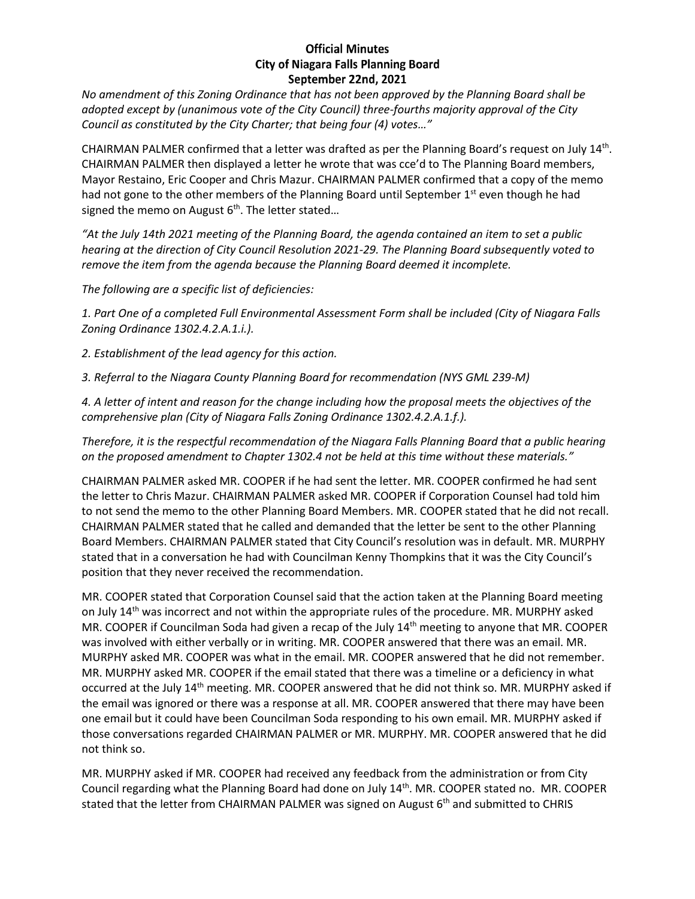*No amendment of this Zoning Ordinance that has not been approved by the Planning Board shall be adopted except by (unanimous vote of the City Council) three-fourths majority approval of the City Council as constituted by the City Charter; that being four (4) votes…"*

CHAIRMAN PALMER confirmed that a letter was drafted as per the Planning Board's request on July 14th. CHAIRMAN PALMER then displayed a letter he wrote that was cce'd to The Planning Board members, Mayor Restaino, Eric Cooper and Chris Mazur. CHAIRMAN PALMER confirmed that a copy of the memo had not gone to the other members of the Planning Board until September 1st even though he had signed the memo on August 6th. The letter stated…

*"At the July 14th 2021 meeting of the Planning Board, the agenda contained an item to set a public hearing at the direction of City Council Resolution 2021-29. The Planning Board subsequently voted to remove the item from the agenda because the Planning Board deemed it incomplete.*

*The following are a specific list of deficiencies:*

*1. Part One of a completed Full Environmental Assessment Form shall be included (City of Niagara Falls Zoning Ordinance 1302.4.2.A.1.i.).*

*2. Establishment of the lead agency for this action.*

*3. Referral to the Niagara County Planning Board for recommendation (NYS GML 239-M)*

*4. A letter of intent and reason for the change including how the proposal meets the objectives of the comprehensive plan (City of Niagara Falls Zoning Ordinance 1302.4.2.A.1.f.).*

*Therefore, it is the respectful recommendation of the Niagara Falls Planning Board that a public hearing on the proposed amendment to Chapter 1302.4 not be held at this time without these materials."*

CHAIRMAN PALMER asked MR. COOPER if he had sent the letter. MR. COOPER confirmed he had sent the letter to Chris Mazur. CHAIRMAN PALMER asked MR. COOPER if Corporation Counsel had told him to not send the memo to the other Planning Board Members. MR. COOPER stated that he did not recall. CHAIRMAN PALMER stated that he called and demanded that the letter be sent to the other Planning Board Members. CHAIRMAN PALMER stated that City Council's resolution was in default. MR. MURPHY stated that in a conversation he had with Councilman Kenny Thompkins that it was the City Council's position that they never received the recommendation.

MR. COOPER stated that Corporation Counsel said that the action taken at the Planning Board meeting on July 14th was incorrect and not within the appropriate rules of the procedure. MR. MURPHY asked MR. COOPER if Councilman Soda had given a recap of the July 14th meeting to anyone that MR. COOPER was involved with either verbally or in writing. MR. COOPER answered that there was an email. MR. MURPHY asked MR. COOPER was what in the email. MR. COOPER answered that he did not remember. MR. MURPHY asked MR. COOPER if the email stated that there was a timeline or a deficiency in what occurred at the July 14th meeting. MR. COOPER answered that he did not think so. MR. MURPHY asked if the email was ignored or there was a response at all. MR. COOPER answered that there may have been one email but it could have been Councilman Soda responding to his own email. MR. MURPHY asked if those conversations regarded CHAIRMAN PALMER or MR. MURPHY. MR. COOPER answered that he did not think so.

MR. MURPHY asked if MR. COOPER had received any feedback from the administration or from City Council regarding what the Planning Board had done on July 14th. MR. COOPER stated no. MR. COOPER stated that the letter from CHAIRMAN PALMER was signed on August 6th and submitted to CHRIS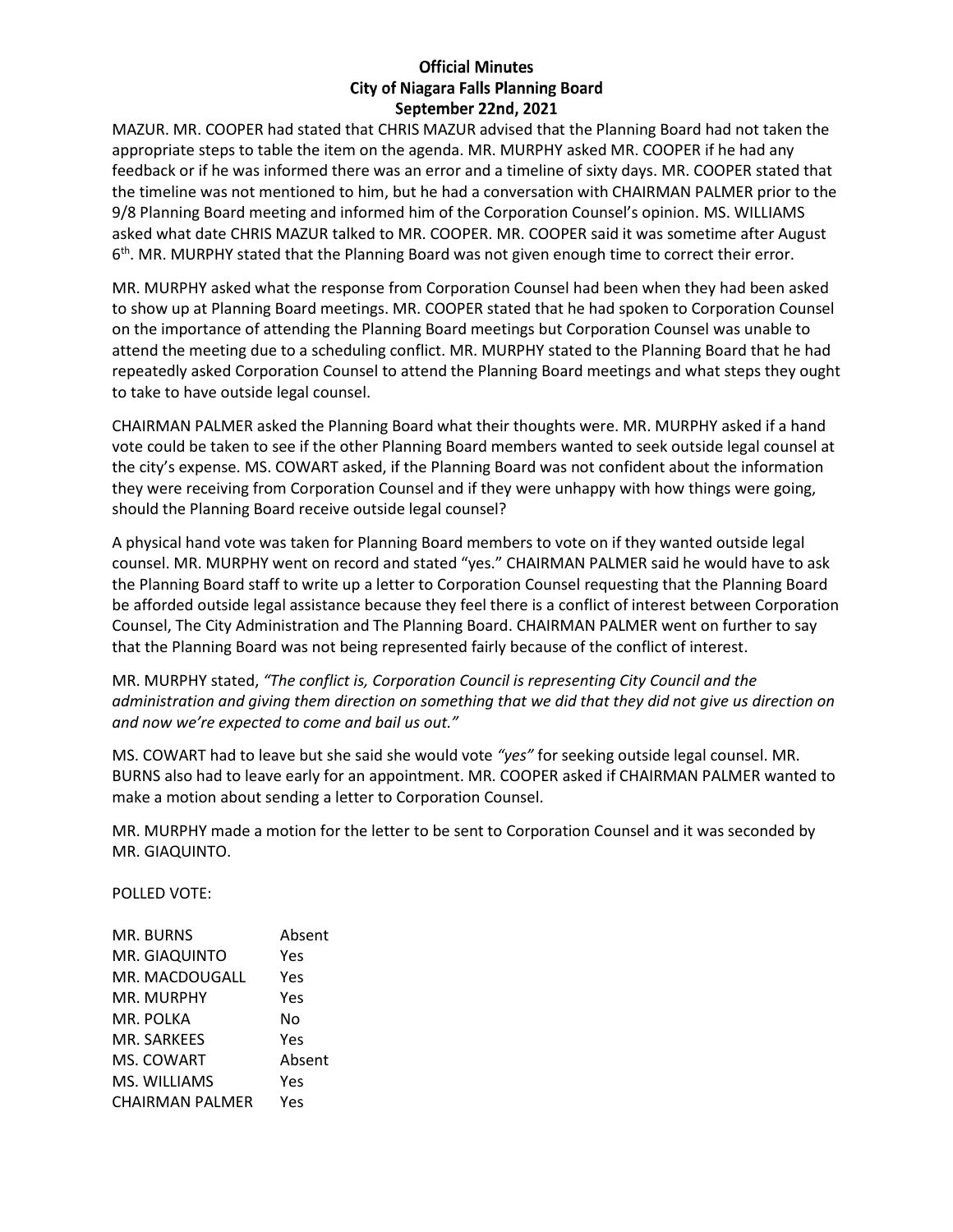MAZUR. MR. COOPER had stated that CHRIS MAZUR advised that the Planning Board had not taken the appropriate steps to table the item on the agenda. MR. MURPHY asked MR. COOPER if he had any feedback or if he was informed there was an error and a timeline of sixty days. MR. COOPER stated that the timeline was not mentioned to him, but he had a conversation with CHAIRMAN PALMER prior to the 9/8 Planning Board meeting and informed him of the Corporation Counsel's opinion. MS. WILLIAMS asked what date CHRIS MAZUR talked to MR. COOPER. MR. COOPER said it was sometime after August 6th. MR. MURPHY stated that the Planning Board was not given enough time to correct their error.

MR. MURPHY asked what the response from Corporation Counsel had been when they had been asked to show up at Planning Board meetings. MR. COOPER stated that he had spoken to Corporation Counsel on the importance of attending the Planning Board meetings but Corporation Counsel was unable to attend the meeting due to a scheduling conflict. MR. MURPHY stated to the Planning Board that he had repeatedly asked Corporation Counsel to attend the Planning Board meetings and what steps they ought to take to have outside legal counsel.

CHAIRMAN PALMER asked the Planning Board what their thoughts were. MR. MURPHY asked if a hand vote could be taken to see if the other Planning Board members wanted to seek outside legal counsel at the city's expense. MS. COWART asked, if the Planning Board was not confident about the information they were receiving from Corporation Counsel and if they were unhappy with how things were going, should the Planning Board receive outside legal counsel?

A physical hand vote was taken for Planning Board members to vote on if they wanted outside legal counsel. MR. MURPHY went on record and stated "yes." CHAIRMAN PALMER said he would have to ask the Planning Board staff to write up a letter to Corporation Counsel requesting that the Planning Board be afforded outside legal assistance because they feel there is a conflict of interest between Corporation Counsel, The City Administration and The Planning Board. CHAIRMAN PALMER went on further to say that the Planning Board was not being represented fairly because of the conflict of interest.

MR. MURPHY stated, *"The conflict is, Corporation Council is representing City Council and the administration and giving them direction on something that we did that they did not give us direction on and now we're expected to come and bail us out."*

MS. COWART had to leave but she said she would vote *"yes"* for seeking outside legal counsel. MR. BURNS also had to leave early for an appointment. MR. COOPER asked if CHAIRMAN PALMER wanted to make a motion about sending a letter to Corporation Counsel.

MR. MURPHY made a motion for the letter to be sent to Corporation Counsel and it was seconded by MR. GIAQUINTO.

POLLED VOTE:

| | |
|---|---|
| MR. BURNS | Absent |
| MR. GIAQUINTO | Yes |
| MR. MACDOUGALL | Yes |
| MR. MURPHY | Yes |
| MR. POLKA | No |
| MR. SARKEES | Yes |
| MS. COWART | Absent |
| MS. WILLIAMS | Yes |
| CHAIRMAN PALMER | Yes |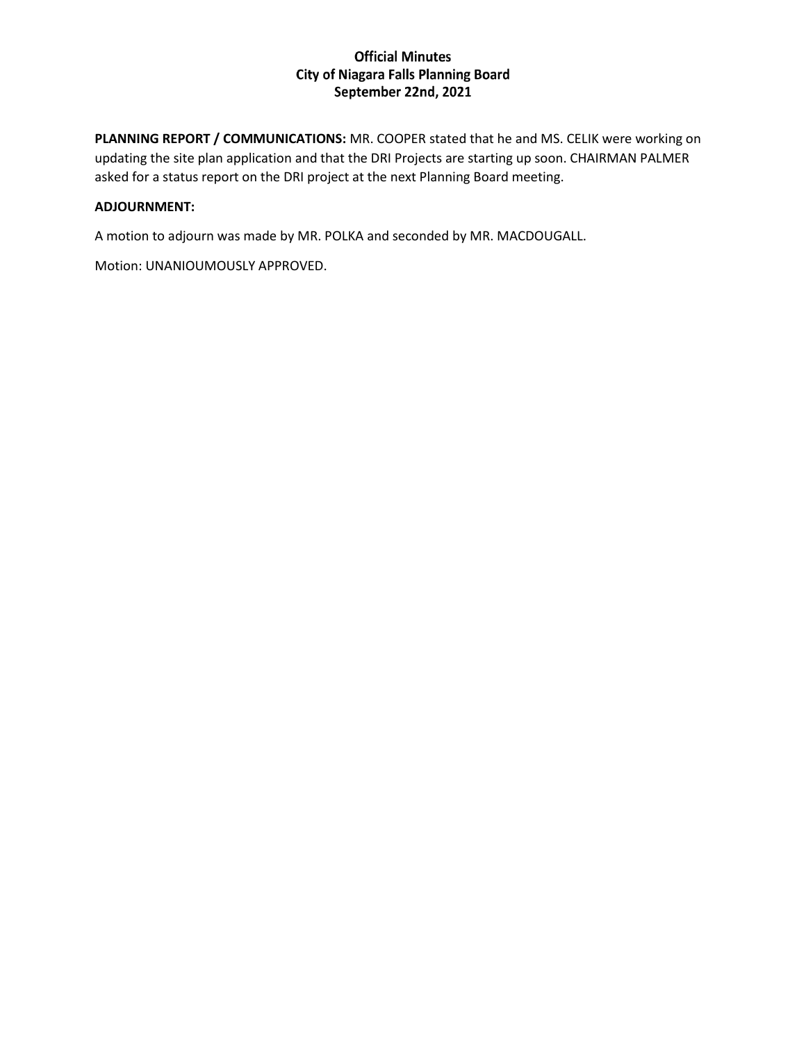**Official Minutes**
**City of Niagara Falls Planning Board**
**September 22nd, 2021**

**PLANNING REPORT / COMMUNICATIONS:** MR. COOPER stated that he and MS. CELIK were working on updating the site plan application and that the DRI Projects are starting up soon. CHAIRMAN PALMER asked for a status report on the DRI project at the next Planning Board meeting.

**ADJOURNMENT:**

A motion to adjourn was made by MR. POLKA and seconded by MR. MACDOUGALL.

Motion: UNANIOUMOUSLY APPROVED.